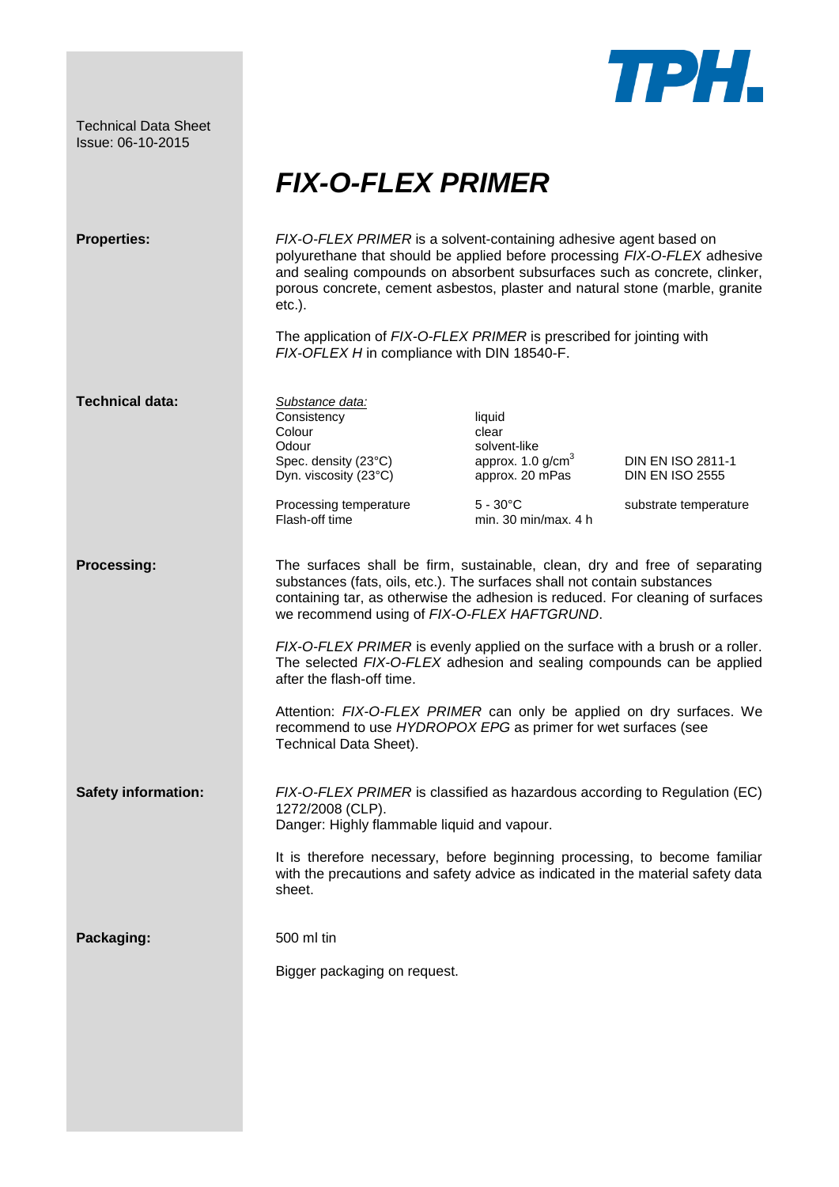Technical Data Sheet
Issue: 06-10-2015

# *FIX-O-FLEX PRIMER*

**Properties:**

*FIX-O-FLEX PRIMER* is a solvent-containing adhesive agent based on polyurethane that should be applied before processing *FIX-O-FLEX* adhesive and sealing compounds on absorbent subsurfaces such as concrete, clinker, porous concrete, cement asbestos, plaster and natural stone (marble, granite etc.).

The application of *FIX-O-FLEX PRIMER* is prescribed for jointing with *FIX-OFLEX H* in compliance with DIN 18540-F.

**Technical data:**

*Substance data:*

| | | |
|---|---|---|
| Consistency | liquid | |
| Colour | clear | |
| Odour | solvent-like | |
| Spec. density (23°C) | approx. 1.0 g/cm$^3$ | DIN EN ISO 2811-1 |
| Dyn. viscosity (23°C) | approx. 20 mPas | DIN EN ISO 2555 |
| Processing temperature | 5 - 30°C | substrate temperature |
| Flash-off time | min. 30 min/max. 4 h | |

**Processing:**

The surfaces shall be firm, sustainable, clean, dry and free of separating substances (fats, oils, etc.). The surfaces shall not contain substances containing tar, as otherwise the adhesion is reduced. For cleaning of surfaces we recommend using of *FIX-O-FLEX HAFTGRUND*.

*FIX-O-FLEX PRIMER* is evenly applied on the surface with a brush or a roller. The selected *FIX-O-FLEX* adhesion and sealing compounds can be applied after the flash-off time.

Attention: *FIX-O-FLEX PRIMER* can only be applied on dry surfaces. We recommend to use *HYDROPOX EPG* as primer for wet surfaces (see Technical Data Sheet).

**Safety information:**

*FIX-O-FLEX PRIMER* is classified as hazardous according to Regulation (EC) 1272/2008 (CLP).
Danger: Highly flammable liquid and vapour.

It is therefore necessary, before beginning processing, to become familiar with the precautions and safety advice as indicated in the material safety data sheet.

**Packaging:**

500 ml tin

Bigger packaging on request.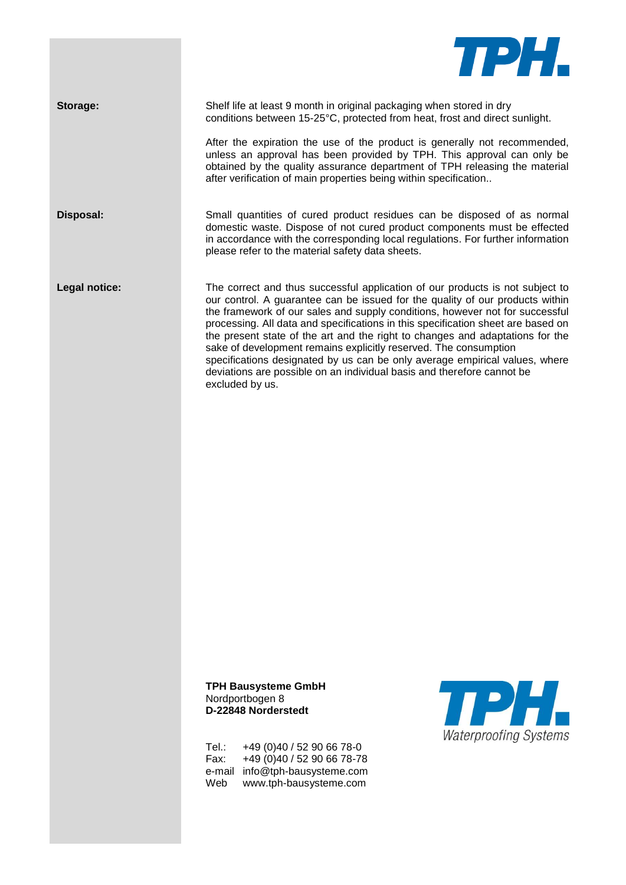**Storage:**

Shelf life at least 9 month in original packaging when stored in dry conditions between 15-25°C, protected from heat, frost and direct sunlight.

After the expiration the use of the product is generally not recommended, unless an approval has been provided by TPH. This approval can only be obtained by the quality assurance department of TPH releasing the material after verification of main properties being within specification..

**Disposal:**

Small quantities of cured product residues can be disposed of as normal domestic waste. Dispose of not cured product components must be effected in accordance with the corresponding local regulations. For further information please refer to the material safety data sheets.

**Legal notice:**

The correct and thus successful application of our products is not subject to our control. A guarantee can be issued for the quality of our products within the framework of our sales and supply conditions, however not for successful processing. All data and specifications in this specification sheet are based on the present state of the art and the right to changes and adaptations for the sake of development remains explicitly reserved. The consumption specifications designated by us can be only average empirical values, where deviations are possible on an individual basis and therefore cannot be excluded by us.

**TPH Bausysteme GmbH**
Nordportbogen 8
**D-22848 Norderstedt**

Tel.: +49 (0)40 / 52 90 66 78-0
Fax: +49 (0)40 / 52 90 66 78-78
e-mail info@tph-bausysteme.com
Web www.tph-bausysteme.com

TPH.
Waterproofing Systems